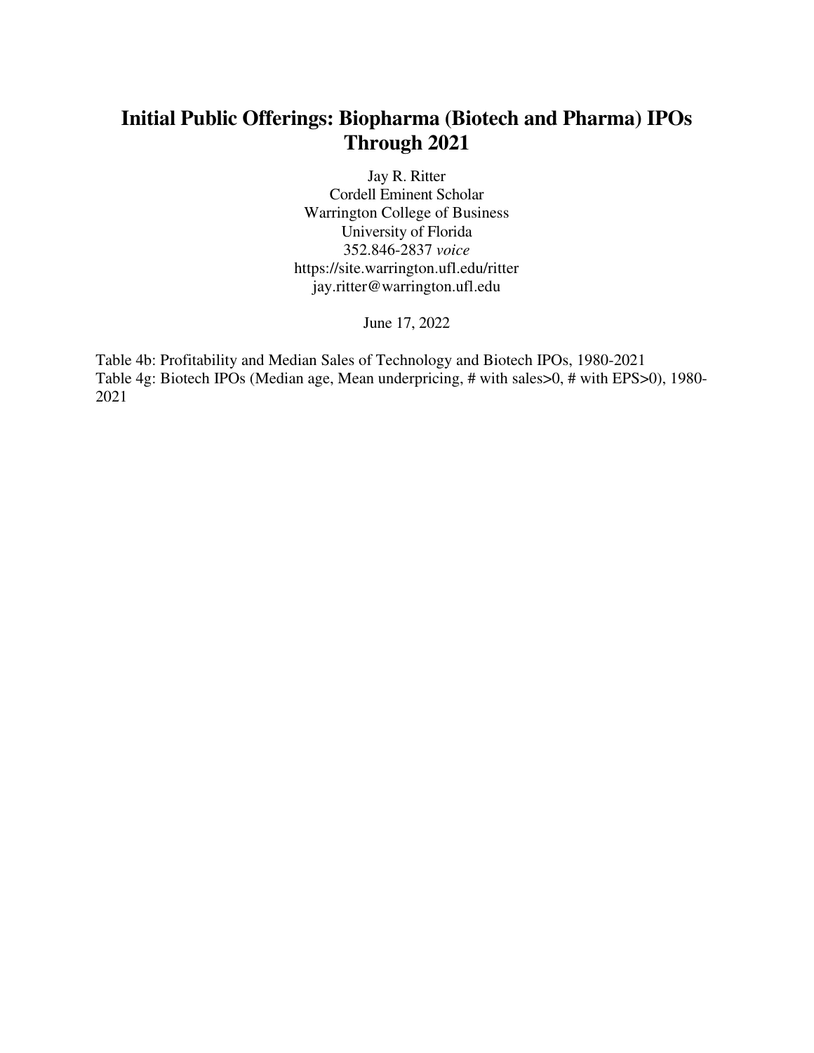# Initial Public Offerings: Biopharma (Biotech and Pharma) IPOs Through 2021

Jay R. Ritter
Cordell Eminent Scholar
Warrington College of Business
University of Florida
352.846-2837 *voice*
https://site.warrington.ufl.edu/ritter
jay.ritter@warrington.ufl.edu

June 17, 2022

Table 4b: Profitability and Median Sales of Technology and Biotech IPOs, 1980-2021
Table 4g: Biotech IPOs (Median age, Mean underpricing, # with sales>0, # with EPS>0), 1980-2021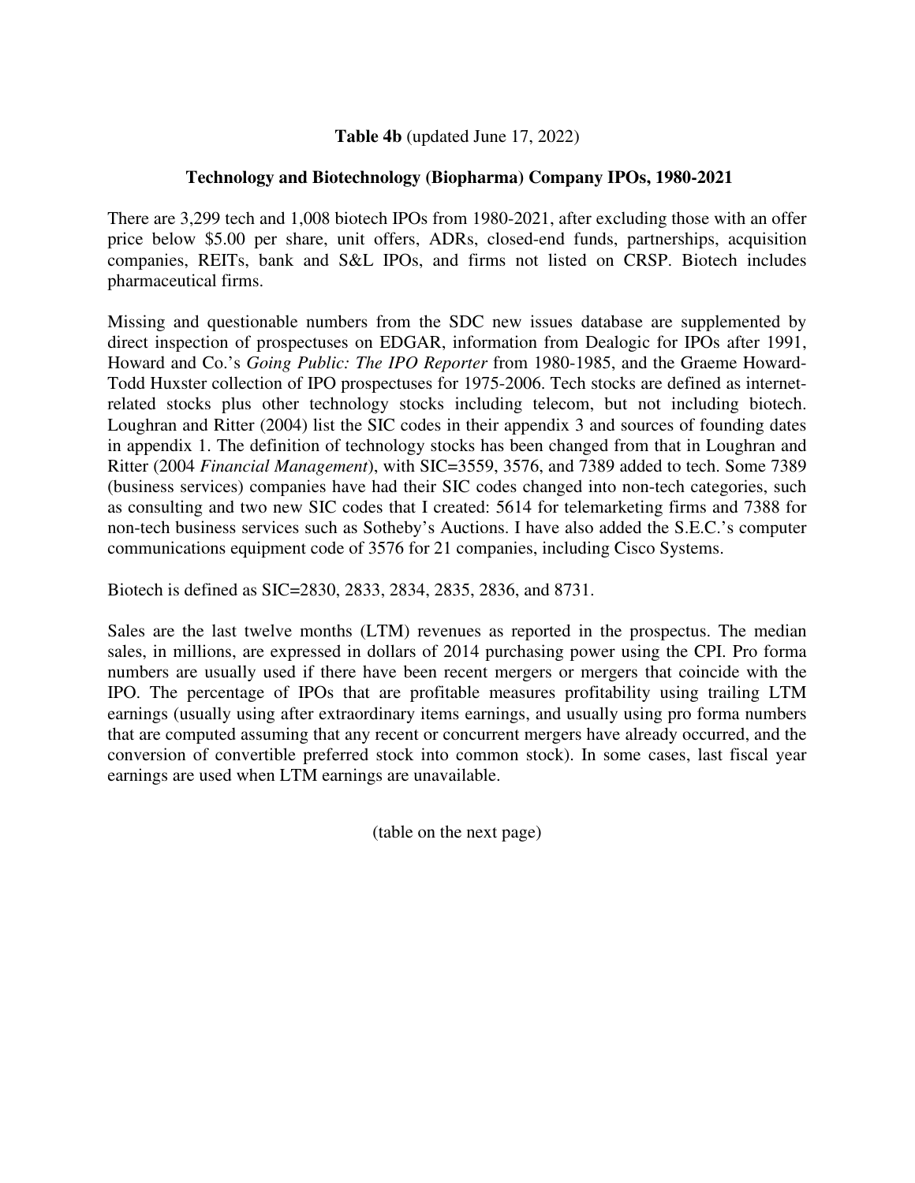**Table 4b** (updated June 17, 2022)

**Technology and Biotechnology (Biopharma) Company IPOs, 1980-2021**

There are 3,299 tech and 1,008 biotech IPOs from 1980-2021, after excluding those with an offer price below $5.00 per share, unit offers, ADRs, closed-end funds, partnerships, acquisition companies, REITs, bank and S&L IPOs, and firms not listed on CRSP. Biotech includes pharmaceutical firms.

Missing and questionable numbers from the SDC new issues database are supplemented by direct inspection of prospectuses on EDGAR, information from Dealogic for IPOs after 1991, Howard and Co.'s *Going Public: The IPO Reporter* from 1980-1985, and the Graeme Howard-Todd Huxster collection of IPO prospectuses for 1975-2006. Tech stocks are defined as internet-related stocks plus other technology stocks including telecom, but not including biotech. Loughran and Ritter (2004) list the SIC codes in their appendix 3 and sources of founding dates in appendix 1. The definition of technology stocks has been changed from that in Loughran and Ritter (2004 *Financial Management*), with SIC=3559, 3576, and 7389 added to tech. Some 7389 (business services) companies have had their SIC codes changed into non-tech categories, such as consulting and two new SIC codes that I created: 5614 for telemarketing firms and 7388 for non-tech business services such as Sotheby's Auctions. I have also added the S.E.C.'s computer communications equipment code of 3576 for 21 companies, including Cisco Systems.

Biotech is defined as SIC=2830, 2833, 2834, 2835, 2836, and 8731.

Sales are the last twelve months (LTM) revenues as reported in the prospectus. The median sales, in millions, are expressed in dollars of 2014 purchasing power using the CPI. Pro forma numbers are usually used if there have been recent mergers or mergers that coincide with the IPO. The percentage of IPOs that are profitable measures profitability using trailing LTM earnings (usually using after extraordinary items earnings, and usually using pro forma numbers that are computed assuming that any recent or concurrent mergers have already occurred, and the conversion of convertible preferred stock into common stock). In some cases, last fiscal year earnings are used when LTM earnings are unavailable.

(table on the next page)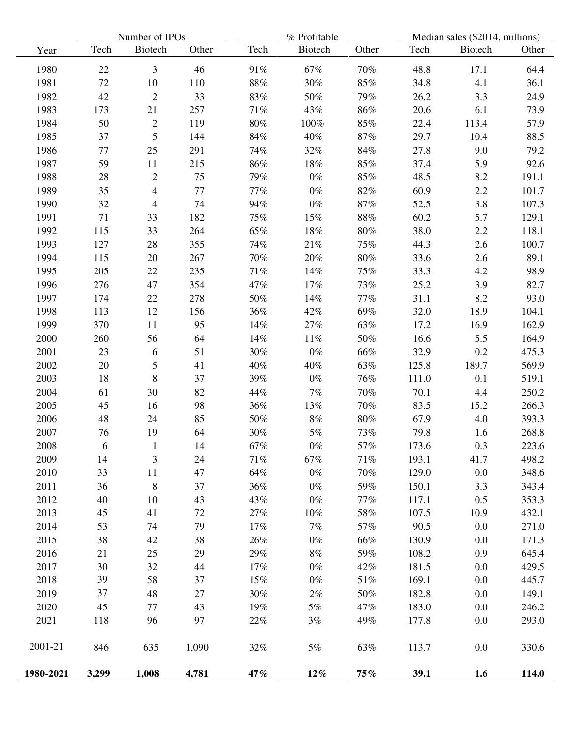| Year | Number of IPOs | | | % Profitable | | | Median sales ($2014, millions) | | |
|---|---|---|---|---|---|---|---|---|---|
| | Tech | Biotech | Other | Tech | Biotech | Other | Tech | Biotech | Other |
| 1980 | 22 | 3 | 46 | 91% | 67% | 70% | 48.8 | 17.1 | 64.4 |
| 1981 | 72 | 10 | 110 | 88% | 30% | 85% | 34.8 | 4.1 | 36.1 |
| 1982 | 42 | 2 | 33 | 83% | 50% | 79% | 26.2 | 3.3 | 24.9 |
| 1983 | 173 | 21 | 257 | 71% | 43% | 86% | 20.6 | 6.1 | 73.9 |
| 1984 | 50 | 2 | 119 | 80% | 100% | 85% | 22.4 | 113.4 | 57.9 |
| 1985 | 37 | 5 | 144 | 84% | 40% | 87% | 29.7 | 10.4 | 88.5 |
| 1986 | 77 | 25 | 291 | 74% | 32% | 84% | 27.8 | 9.0 | 79.2 |
| 1987 | 59 | 11 | 215 | 86% | 18% | 85% | 37.4 | 5.9 | 92.6 |
| 1988 | 28 | 2 | 75 | 79% | 0% | 85% | 48.5 | 8.2 | 191.1 |
| 1989 | 35 | 4 | 77 | 77% | 0% | 82% | 60.9 | 2.2 | 101.7 |
| 1990 | 32 | 4 | 74 | 94% | 0% | 87% | 52.5 | 3.8 | 107.3 |
| 1991 | 71 | 33 | 182 | 75% | 15% | 88% | 60.2 | 5.7 | 129.1 |
| 1992 | 115 | 33 | 264 | 65% | 18% | 80% | 38.0 | 2.2 | 118.1 |
| 1993 | 127 | 28 | 355 | 74% | 21% | 75% | 44.3 | 2.6 | 100.7 |
| 1994 | 115 | 20 | 267 | 70% | 20% | 80% | 33.6 | 2.6 | 89.1 |
| 1995 | 205 | 22 | 235 | 71% | 14% | 75% | 33.3 | 4.2 | 98.9 |
| 1996 | 276 | 47 | 354 | 47% | 17% | 73% | 25.2 | 3.9 | 82.7 |
| 1997 | 174 | 22 | 278 | 50% | 14% | 77% | 31.1 | 8.2 | 93.0 |
| 1998 | 113 | 12 | 156 | 36% | 42% | 69% | 32.0 | 18.9 | 104.1 |
| 1999 | 370 | 11 | 95 | 14% | 27% | 63% | 17.2 | 16.9 | 162.9 |
| 2000 | 260 | 56 | 64 | 14% | 11% | 50% | 16.6 | 5.5 | 164.9 |
| 2001 | 23 | 6 | 51 | 30% | 0% | 66% | 32.9 | 0.2 | 475.3 |
| 2002 | 20 | 5 | 41 | 40% | 40% | 63% | 125.8 | 189.7 | 569.9 |
| 2003 | 18 | 8 | 37 | 39% | 0% | 76% | 111.0 | 0.1 | 519.1 |
| 2004 | 61 | 30 | 82 | 44% | 7% | 70% | 70.1 | 4.4 | 250.2 |
| 2005 | 45 | 16 | 98 | 36% | 13% | 70% | 83.5 | 15.2 | 266.3 |
| 2006 | 48 | 24 | 85 | 50% | 8% | 80% | 67.9 | 4.0 | 393.3 |
| 2007 | 76 | 19 | 64 | 30% | 5% | 73% | 79.8 | 1.6 | 268.8 |
| 2008 | 6 | 1 | 14 | 67% | 0% | 57% | 173.6 | 0.3 | 223.6 |
| 2009 | 14 | 3 | 24 | 71% | 67% | 71% | 193.1 | 41.7 | 498.2 |
| 2010 | 33 | 11 | 47 | 64% | 0% | 70% | 129.0 | 0.0 | 348.6 |
| 2011 | 36 | 8 | 37 | 36% | 0% | 59% | 150.1 | 3.3 | 343.4 |
| 2012 | 40 | 10 | 43 | 43% | 0% | 77% | 117.1 | 0.5 | 353.3 |
| 2013 | 45 | 41 | 72 | 27% | 10% | 58% | 107.5 | 10.9 | 432.1 |
| 2014 | 53 | 74 | 79 | 17% | 7% | 57% | 90.5 | 0.0 | 271.0 |
| 2015 | 38 | 42 | 38 | 26% | 0% | 66% | 130.9 | 0.0 | 171.3 |
| 2016 | 21 | 25 | 29 | 29% | 8% | 59% | 108.2 | 0.9 | 645.4 |
| 2017 | 30 | 32 | 44 | 17% | 0% | 42% | 181.5 | 0.0 | 429.5 |
| 2018 | 39 | 58 | 37 | 15% | 0% | 51% | 169.1 | 0.0 | 445.7 |
| 2019 | 37 | 48 | 27 | 30% | 2% | 50% | 182.8 | 0.0 | 149.1 |
| 2020 | 45 | 77 | 43 | 19% | 5% | 47% | 183.0 | 0.0 | 246.2 |
| 2021 | 118 | 96 | 97 | 22% | 3% | 49% | 177.8 | 0.0 | 293.0 |
| 2001-21 | 846 | 635 | 1,090 | 32% | 5% | 63% | 113.7 | 0.0 | 330.6 |
| **1980-2021** | **3,299** | **1,008** | **4,781** | **47%** | **12%** | **75%** | **39.1** | **1.6** | **114.0** |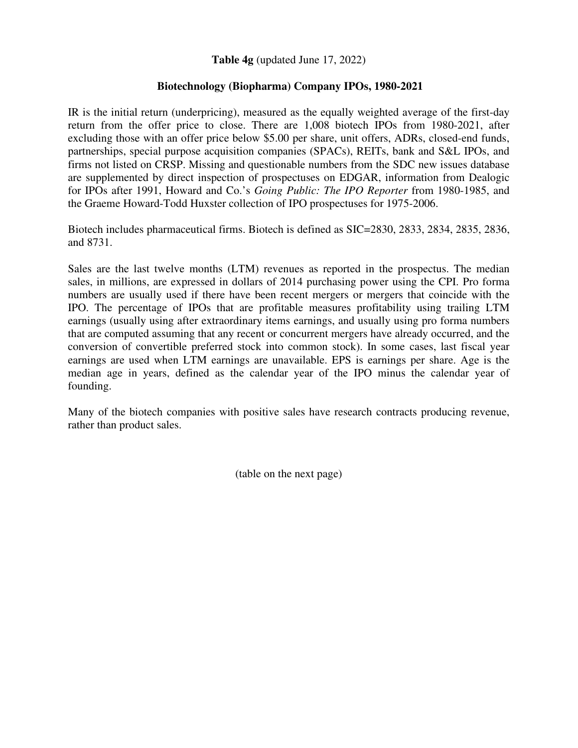**Table 4g** (updated June 17, 2022)

**Biotechnology (Biopharma) Company IPOs, 1980-2021**

IR is the initial return (underpricing), measured as the equally weighted average of the first-day return from the offer price to close. There are 1,008 biotech IPOs from 1980-2021, after excluding those with an offer price below $5.00 per share, unit offers, ADRs, closed-end funds, partnerships, special purpose acquisition companies (SPACs), REITs, bank and S&L IPOs, and firms not listed on CRSP. Missing and questionable numbers from the SDC new issues database are supplemented by direct inspection of prospectuses on EDGAR, information from Dealogic for IPOs after 1991, Howard and Co.'s *Going Public: The IPO Reporter* from 1980-1985, and the Graeme Howard-Todd Huxster collection of IPO prospectuses for 1975-2006.

Biotech includes pharmaceutical firms. Biotech is defined as SIC=2830, 2833, 2834, 2835, 2836, and 8731.

Sales are the last twelve months (LTM) revenues as reported in the prospectus. The median sales, in millions, are expressed in dollars of 2014 purchasing power using the CPI. Pro forma numbers are usually used if there have been recent mergers or mergers that coincide with the IPO. The percentage of IPOs that are profitable measures profitability using trailing LTM earnings (usually using after extraordinary items earnings, and usually using pro forma numbers that are computed assuming that any recent or concurrent mergers have already occurred, and the conversion of convertible preferred stock into common stock). In some cases, last fiscal year earnings are used when LTM earnings are unavailable. EPS is earnings per share. Age is the median age in years, defined as the calendar year of the IPO minus the calendar year of founding.

Many of the biotech companies with positive sales have research contracts producing revenue, rather than product sales.

(table on the next page)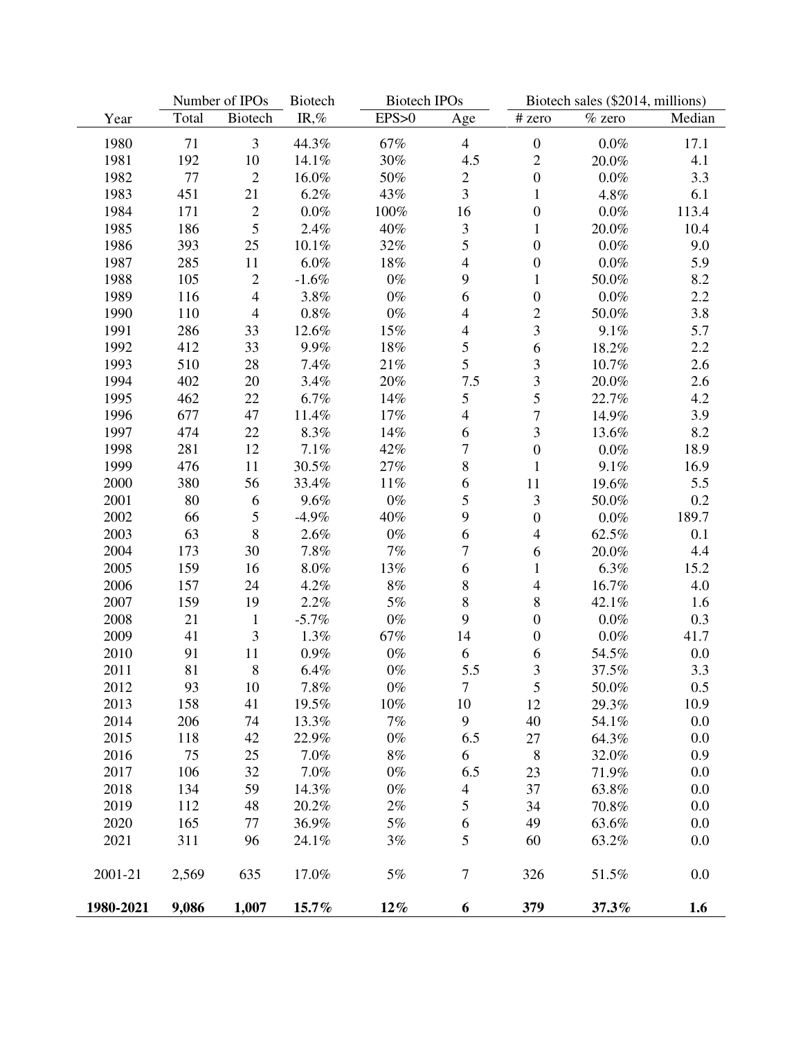| Year | Number of IPOs Total | Biotech | Biotech IR,% | Biotech IPOs EPS>0 | Age | Biotech sales ($2014, millions) # zero | % zero | Median |
|---|---|---|---|---|---|---|---|---|
| 1980 | 71 | 3 | 44.3% | 67% | 4 | 0 | 0.0% | 17.1 |
| 1981 | 192 | 10 | 14.1% | 30% | 4.5 | 2 | 20.0% | 4.1 |
| 1982 | 77 | 2 | 16.0% | 50% | 2 | 0 | 0.0% | 3.3 |
| 1983 | 451 | 21 | 6.2% | 43% | 3 | 1 | 4.8% | 6.1 |
| 1984 | 171 | 2 | 0.0% | 100% | 16 | 0 | 0.0% | 113.4 |
| 1985 | 186 | 5 | 2.4% | 40% | 3 | 1 | 20.0% | 10.4 |
| 1986 | 393 | 25 | 10.1% | 32% | 5 | 0 | 0.0% | 9.0 |
| 1987 | 285 | 11 | 6.0% | 18% | 4 | 0 | 0.0% | 5.9 |
| 1988 | 105 | 2 | -1.6% | 0% | 9 | 1 | 50.0% | 8.2 |
| 1989 | 116 | 4 | 3.8% | 0% | 6 | 0 | 0.0% | 2.2 |
| 1990 | 110 | 4 | 0.8% | 0% | 4 | 2 | 50.0% | 3.8 |
| 1991 | 286 | 33 | 12.6% | 15% | 4 | 3 | 9.1% | 5.7 |
| 1992 | 412 | 33 | 9.9% | 18% | 5 | 6 | 18.2% | 2.2 |
| 1993 | 510 | 28 | 7.4% | 21% | 5 | 3 | 10.7% | 2.6 |
| 1994 | 402 | 20 | 3.4% | 20% | 7.5 | 3 | 20.0% | 2.6 |
| 1995 | 462 | 22 | 6.7% | 14% | 5 | 5 | 22.7% | 4.2 |
| 1996 | 677 | 47 | 11.4% | 17% | 4 | 7 | 14.9% | 3.9 |
| 1997 | 474 | 22 | 8.3% | 14% | 6 | 3 | 13.6% | 8.2 |
| 1998 | 281 | 12 | 7.1% | 42% | 7 | 0 | 0.0% | 18.9 |
| 1999 | 476 | 11 | 30.5% | 27% | 8 | 1 | 9.1% | 16.9 |
| 2000 | 380 | 56 | 33.4% | 11% | 6 | 11 | 19.6% | 5.5 |
| 2001 | 80 | 6 | 9.6% | 0% | 5 | 3 | 50.0% | 0.2 |
| 2002 | 66 | 5 | -4.9% | 40% | 9 | 0 | 0.0% | 189.7 |
| 2003 | 63 | 8 | 2.6% | 0% | 6 | 4 | 62.5% | 0.1 |
| 2004 | 173 | 30 | 7.8% | 7% | 7 | 6 | 20.0% | 4.4 |
| 2005 | 159 | 16 | 8.0% | 13% | 6 | 1 | 6.3% | 15.2 |
| 2006 | 157 | 24 | 4.2% | 8% | 8 | 4 | 16.7% | 4.0 |
| 2007 | 159 | 19 | 2.2% | 5% | 8 | 8 | 42.1% | 1.6 |
| 2008 | 21 | 1 | -5.7% | 0% | 9 | 0 | 0.0% | 0.3 |
| 2009 | 41 | 3 | 1.3% | 67% | 14 | 0 | 0.0% | 41.7 |
| 2010 | 91 | 11 | 0.9% | 0% | 6 | 6 | 54.5% | 0.0 |
| 2011 | 81 | 8 | 6.4% | 0% | 5.5 | 3 | 37.5% | 3.3 |
| 2012 | 93 | 10 | 7.8% | 0% | 7 | 5 | 50.0% | 0.5 |
| 2013 | 158 | 41 | 19.5% | 10% | 10 | 12 | 29.3% | 10.9 |
| 2014 | 206 | 74 | 13.3% | 7% | 9 | 40 | 54.1% | 0.0 |
| 2015 | 118 | 42 | 22.9% | 0% | 6.5 | 27 | 64.3% | 0.0 |
| 2016 | 75 | 25 | 7.0% | 8% | 6 | 8 | 32.0% | 0.9 |
| 2017 | 106 | 32 | 7.0% | 0% | 6.5 | 23 | 71.9% | 0.0 |
| 2018 | 134 | 59 | 14.3% | 0% | 4 | 37 | 63.8% | 0.0 |
| 2019 | 112 | 48 | 20.2% | 2% | 5 | 34 | 70.8% | 0.0 |
| 2020 | 165 | 77 | 36.9% | 5% | 6 | 49 | 63.6% | 0.0 |
| 2021 | 311 | 96 | 24.1% | 3% | 5 | 60 | 63.2% | 0.0 |
| 2001-21 | 2,569 | 635 | 17.0% | 5% | 7 | 326 | 51.5% | 0.0 |
| **1980-2021** | **9,086** | **1,007** | **15.7%** | **12%** | **6** | **379** | **37.3%** | **1.6** |